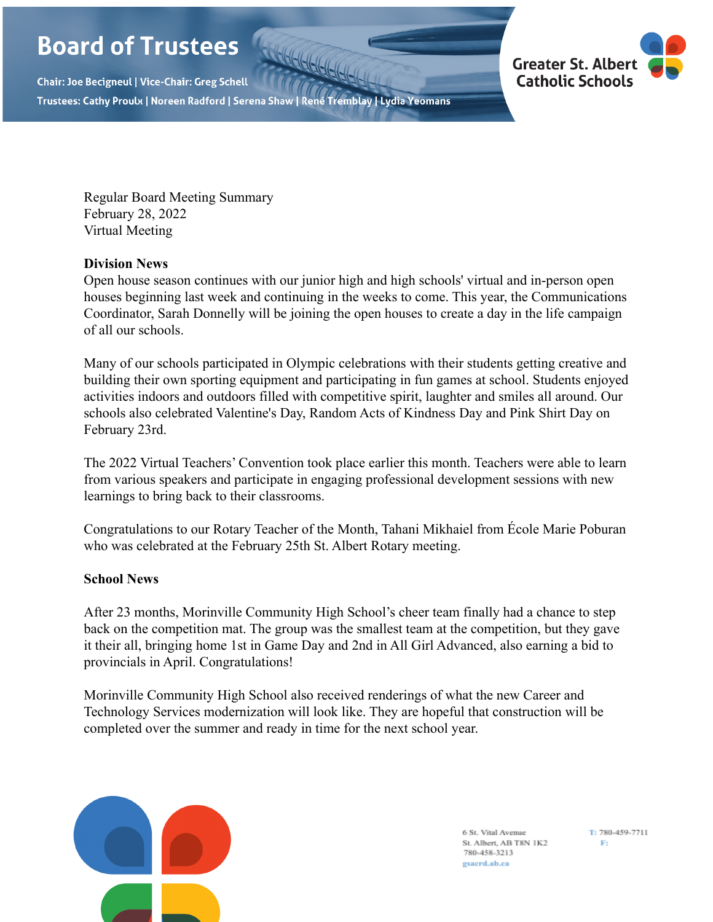# Board of Trustees

**Chair: Joe Becigneul | Vice-Chair: Greg Schell**
**Trustees: Cathy Proulx | Noreen Radford | Serena Shaw | René Tremblay | Lydia Yeomans**

Greater St. Albert Catholic Schools

Regular Board Meeting Summary
February 28, 2022
Virtual Meeting

**Division News**

Open house season continues with our junior high and high schools' virtual and in-person open houses beginning last week and continuing in the weeks to come. This year, the Communications Coordinator, Sarah Donnelly will be joining the open houses to create a day in the life campaign of all our schools.

Many of our schools participated in Olympic celebrations with their students getting creative and building their own sporting equipment and participating in fun games at school. Students enjoyed activities indoors and outdoors filled with competitive spirit, laughter and smiles all around. Our schools also celebrated Valentine's Day, Random Acts of Kindness Day and Pink Shirt Day on February 23rd.

The 2022 Virtual Teachers' Convention took place earlier this month. Teachers were able to learn from various speakers and participate in engaging professional development sessions with new learnings to bring back to their classrooms.

Congratulations to our Rotary Teacher of the Month, Tahani Mikhaiel from École Marie Poburan who was celebrated at the February 25th St. Albert Rotary meeting.

**School News**

After 23 months, Morinville Community High School's cheer team finally had a chance to step back on the competition mat. The group was the smallest team at the competition, but they gave it their all, bringing home 1st in Game Day and 2nd in All Girl Advanced, also earning a bid to provincials in April. Congratulations!

Morinville Community High School also received renderings of what the new Career and Technology Services modernization will look like. They are hopeful that construction will be completed over the summer and ready in time for the next school year.

6 St. Vital Avenue
St. Albert, AB T8N 1K2
780-458-3213
gsacrd.ab.ca

T: 780-459-7711
F: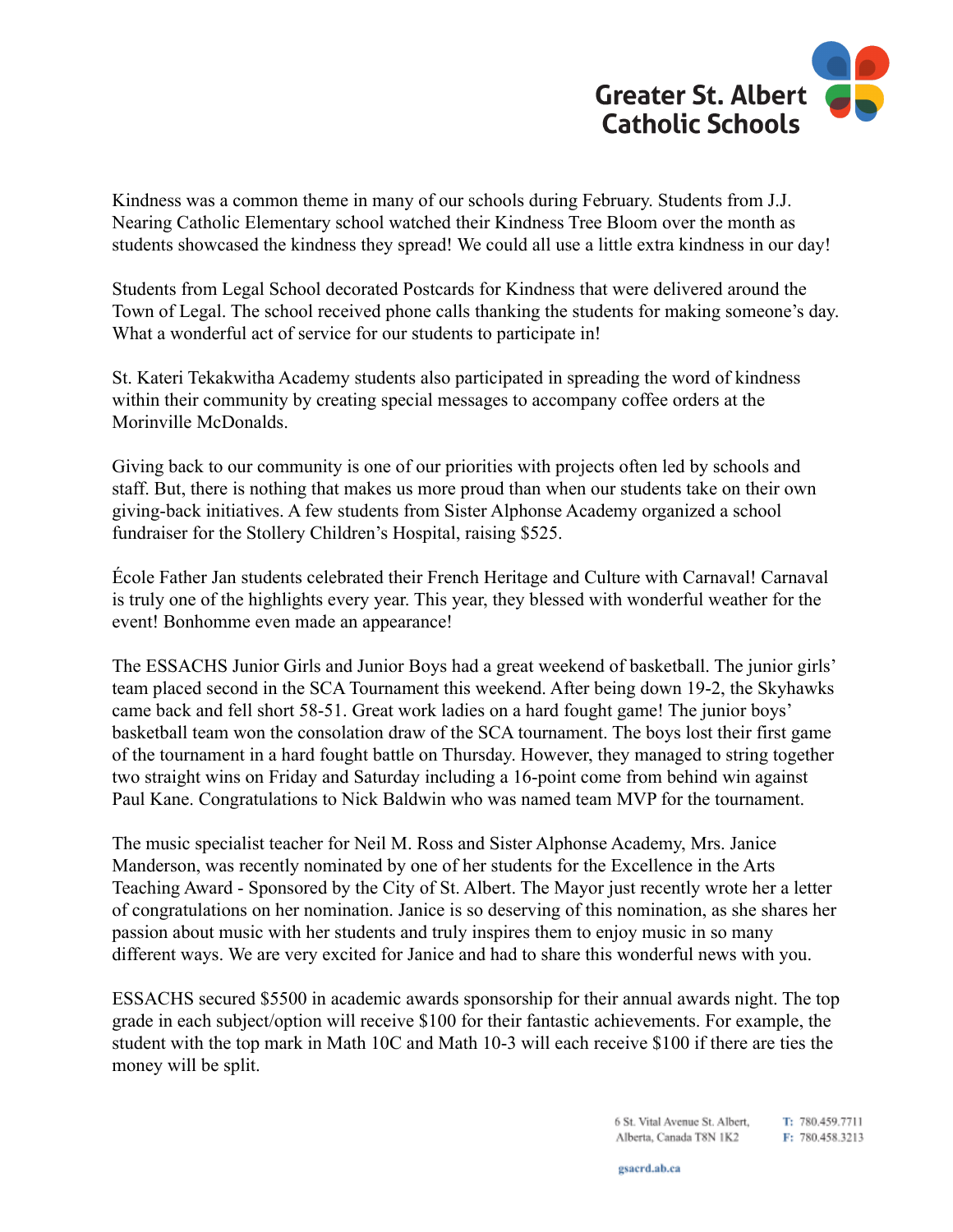Kindness was a common theme in many of our schools during February. Students from J.J. Nearing Catholic Elementary school watched their Kindness Tree Bloom over the month as students showcased the kindness they spread! We could all use a little extra kindness in our day!

Students from Legal School decorated Postcards for Kindness that were delivered around the Town of Legal. The school received phone calls thanking the students for making someone's day. What a wonderful act of service for our students to participate in!

St. Kateri Tekakwitha Academy students also participated in spreading the word of kindness within their community by creating special messages to accompany coffee orders at the Morinville McDonalds.

Giving back to our community is one of our priorities with projects often led by schools and staff. But, there is nothing that makes us more proud than when our students take on their own giving-back initiatives. A few students from Sister Alphonse Academy organized a school fundraiser for the Stollery Children's Hospital, raising $525.

École Father Jan students celebrated their French Heritage and Culture with Carnaval! Carnaval is truly one of the highlights every year. This year, they blessed with wonderful weather for the event! Bonhomme even made an appearance!

The ESSACHS Junior Girls and Junior Boys had a great weekend of basketball. The junior girls' team placed second in the SCA Tournament this weekend. After being down 19-2, the Skyhawks came back and fell short 58-51. Great work ladies on a hard fought game! The junior boys' basketball team won the consolation draw of the SCA tournament. The boys lost their first game of the tournament in a hard fought battle on Thursday. However, they managed to string together two straight wins on Friday and Saturday including a 16-point come from behind win against Paul Kane. Congratulations to Nick Baldwin who was named team MVP for the tournament.

The music specialist teacher for Neil M. Ross and Sister Alphonse Academy, Mrs. Janice Manderson, was recently nominated by one of her students for the Excellence in the Arts Teaching Award - Sponsored by the City of St. Albert. The Mayor just recently wrote her a letter of congratulations on her nomination. Janice is so deserving of this nomination, as she shares her passion about music with her students and truly inspires them to enjoy music in so many different ways. We are very excited for Janice and had to share this wonderful news with you.

ESSACHS secured $5500 in academic awards sponsorship for their annual awards night. The top grade in each subject/option will receive $100 for their fantastic achievements. For example, the student with the top mark in Math 10C and Math 10-3 will each receive $100 if there are ties the money will be split.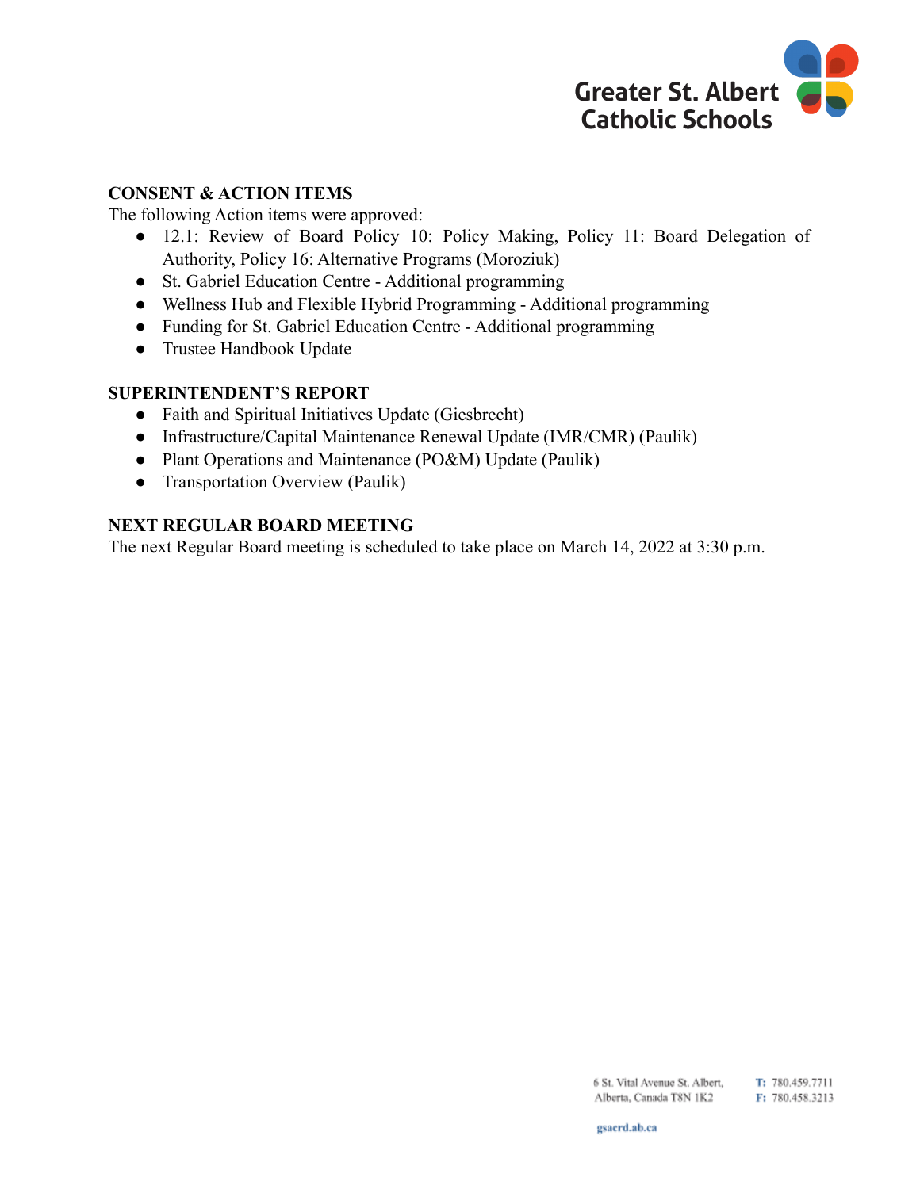## CONSENT & ACTION ITEMS

The following Action items were approved:

- 12.1: Review of Board Policy 10: Policy Making, Policy 11: Board Delegation of Authority, Policy 16: Alternative Programs (Moroziuk)
- St. Gabriel Education Centre - Additional programming
- Wellness Hub and Flexible Hybrid Programming - Additional programming
- Funding for St. Gabriel Education Centre - Additional programming
- Trustee Handbook Update

## SUPERINTENDENT'S REPORT

- Faith and Spiritual Initiatives Update (Giesbrecht)
- Infrastructure/Capital Maintenance Renewal Update (IMR/CMR) (Paulik)
- Plant Operations and Maintenance (PO&M) Update (Paulik)
- Transportation Overview (Paulik)

## NEXT REGULAR BOARD MEETING

The next Regular Board meeting is scheduled to take place on March 14, 2022 at 3:30 p.m.